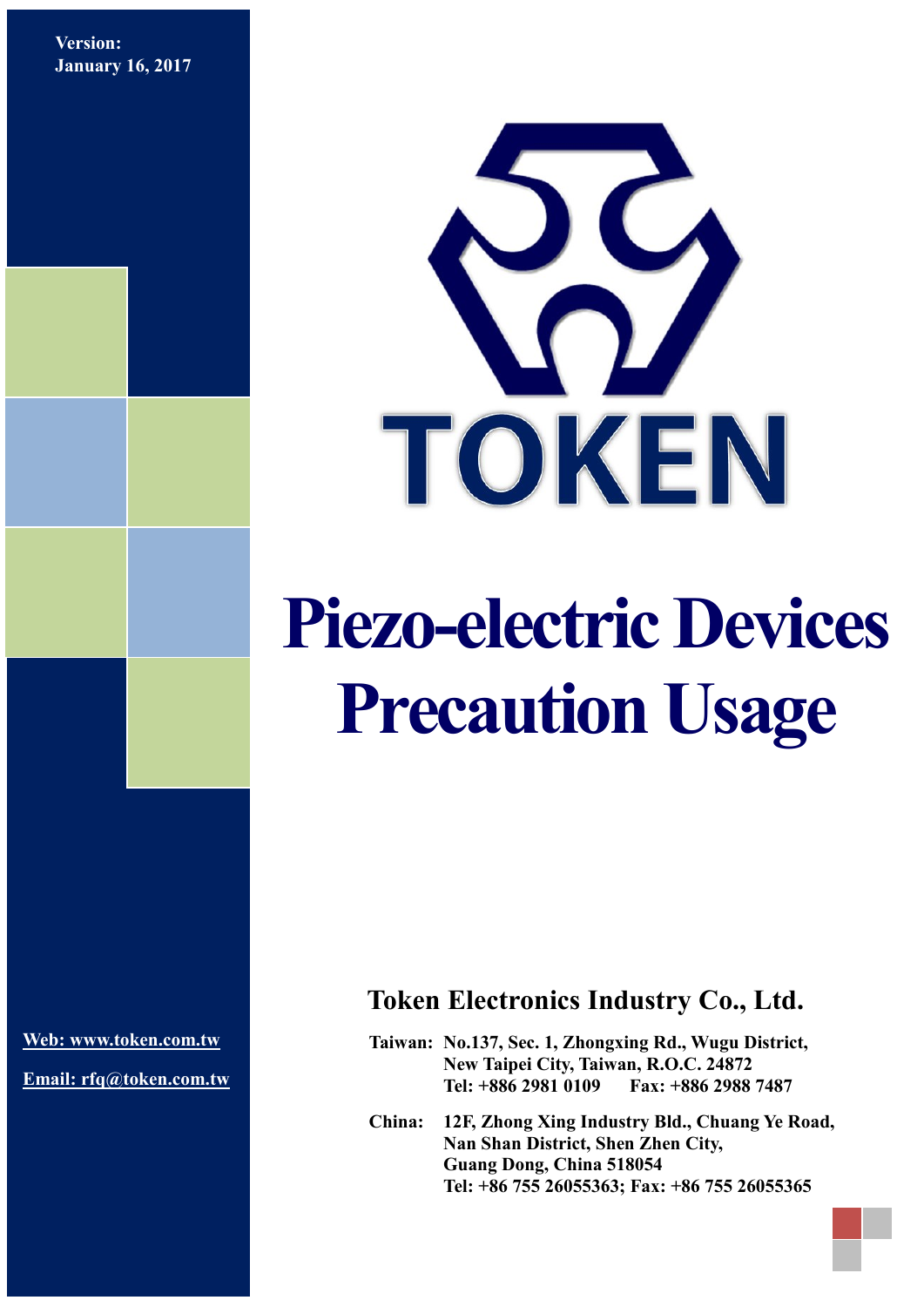**Version:**
**January 16, 2017**

TOKEN

# Piezo-electric Devices Precaution Usage

## Token Electronics Industry Co., Ltd.

**Web: www.token.com.tw**

**Email: rfq@token.com.tw**

**Taiwan:** No.137, Sec. 1, Zhongxing Rd., Wugu District,
New Taipei City, Taiwan, R.O.C. 24872
Tel: +886 2981 0109 Fax: +886 2988 7487

**China:** 12F, Zhong Xing Industry Bld., Chuang Ye Road,
Nan Shan District, Shen Zhen City,
Guang Dong, China 518054
Tel: +86 755 26055363; Fax: +86 755 26055365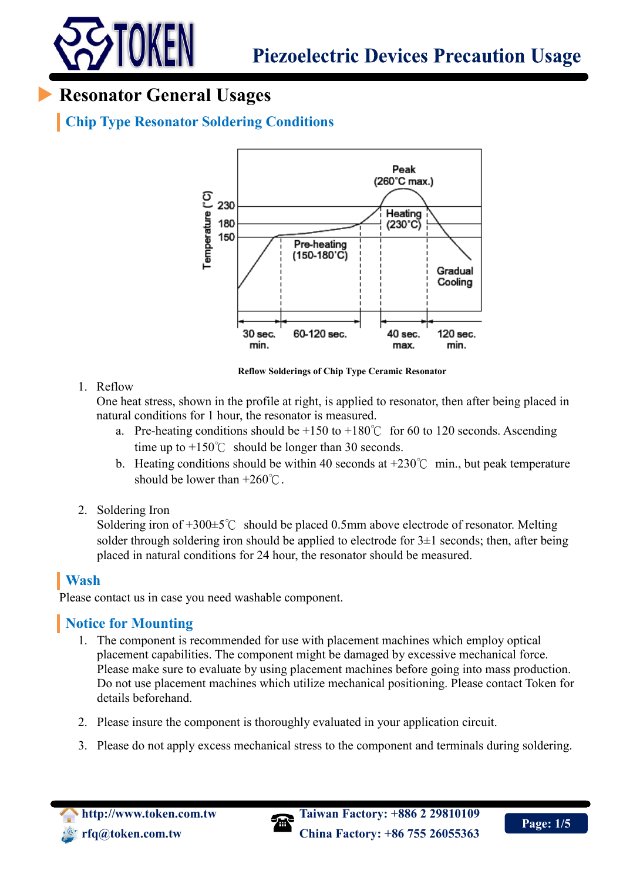# Resonator General Usages

## Chip Type Resonator Soldering Conditions

Reflow Solderings of Chip Type Ceramic Resonator

1. Reflow
   One heat stress, shown in the profile at right, is applied to resonator, then after being placed in natural conditions for 1 hour, the resonator is measured.
   a. Pre-heating conditions should be +150 to +180℃ for 60 to 120 seconds. Ascending time up to +150℃ should be longer than 30 seconds.
   b. Heating conditions should be within 40 seconds at +230℃ min., but peak temperature should be lower than +260℃.

2. Soldering Iron
   Soldering iron of +300±5℃ should be placed 0.5mm above electrode of resonator. Melting solder through soldering iron should be applied to electrode for 3±1 seconds; then, after being placed in natural conditions for 24 hour, the resonator should be measured.

## Wash

Please contact us in case you need washable component.

## Notice for Mounting

1. The component is recommended for use with placement machines which employ optical placement capabilities. The component might be damaged by excessive mechanical force. Please make sure to evaluate by using placement machines before going into mass production. Do not use placement machines which utilize mechanical positioning. Please contact Token for details beforehand.

2. Please insure the component is thoroughly evaluated in your application circuit.

3. Please do not apply excess mechanical stress to the component and terminals during soldering.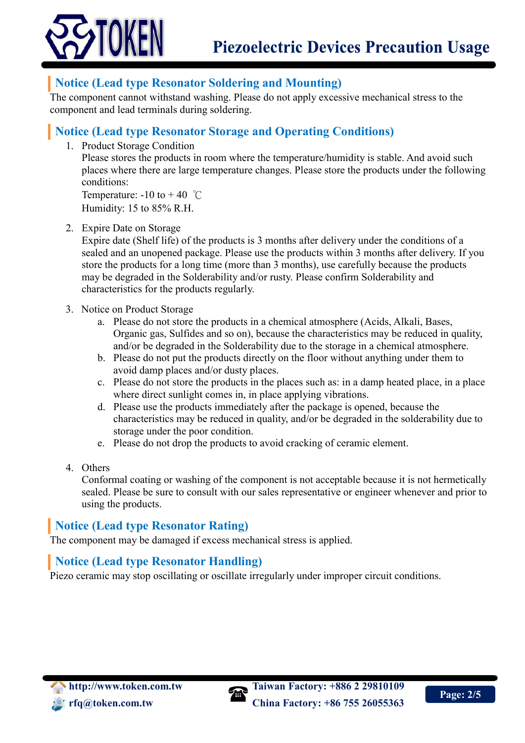## Notice (Lead type Resonator Soldering and Mounting)

The component cannot withstand washing. Please do not apply excessive mechanical stress to the component and lead terminals during soldering.

## Notice (Lead type Resonator Storage and Operating Conditions)

1. Product Storage Condition
   Please stores the products in room where the temperature/humidity is stable. And avoid such places where there are large temperature changes. Please store the products under the following conditions:
   Temperature: -10 to + 40 ℃
   Humidity: 15 to 85% R.H.

2. Expire Date on Storage
   Expire date (Shelf life) of the products is 3 months after delivery under the conditions of a sealed and an unopened package. Please use the products within 3 months after delivery. If you store the products for a long time (more than 3 months), use carefully because the products may be degraded in the Solderability and/or rusty. Please confirm Solderability and characteristics for the products regularly.

3. Notice on Product Storage
   a. Please do not store the products in a chemical atmosphere (Acids, Alkali, Bases, Organic gas, Sulfides and so on), because the characteristics may be reduced in quality, and/or be degraded in the Solderability due to the storage in a chemical atmosphere.
   b. Please do not put the products directly on the floor without anything under them to avoid damp places and/or dusty places.
   c. Please do not store the products in the places such as: in a damp heated place, in a place where direct sunlight comes in, in place applying vibrations.
   d. Please use the products immediately after the package is opened, because the characteristics may be reduced in quality, and/or be degraded in the solderability due to storage under the poor condition.
   e. Please do not drop the products to avoid cracking of ceramic element.

4. Others
   Conformal coating or washing of the component is not acceptable because it is not hermetically sealed. Please be sure to consult with our sales representative or engineer whenever and prior to using the products.

## Notice (Lead type Resonator Rating)

The component may be damaged if excess mechanical stress is applied.

## Notice (Lead type Resonator Handling)

Piezo ceramic may stop oscillating or oscillate irregularly under improper circuit conditions.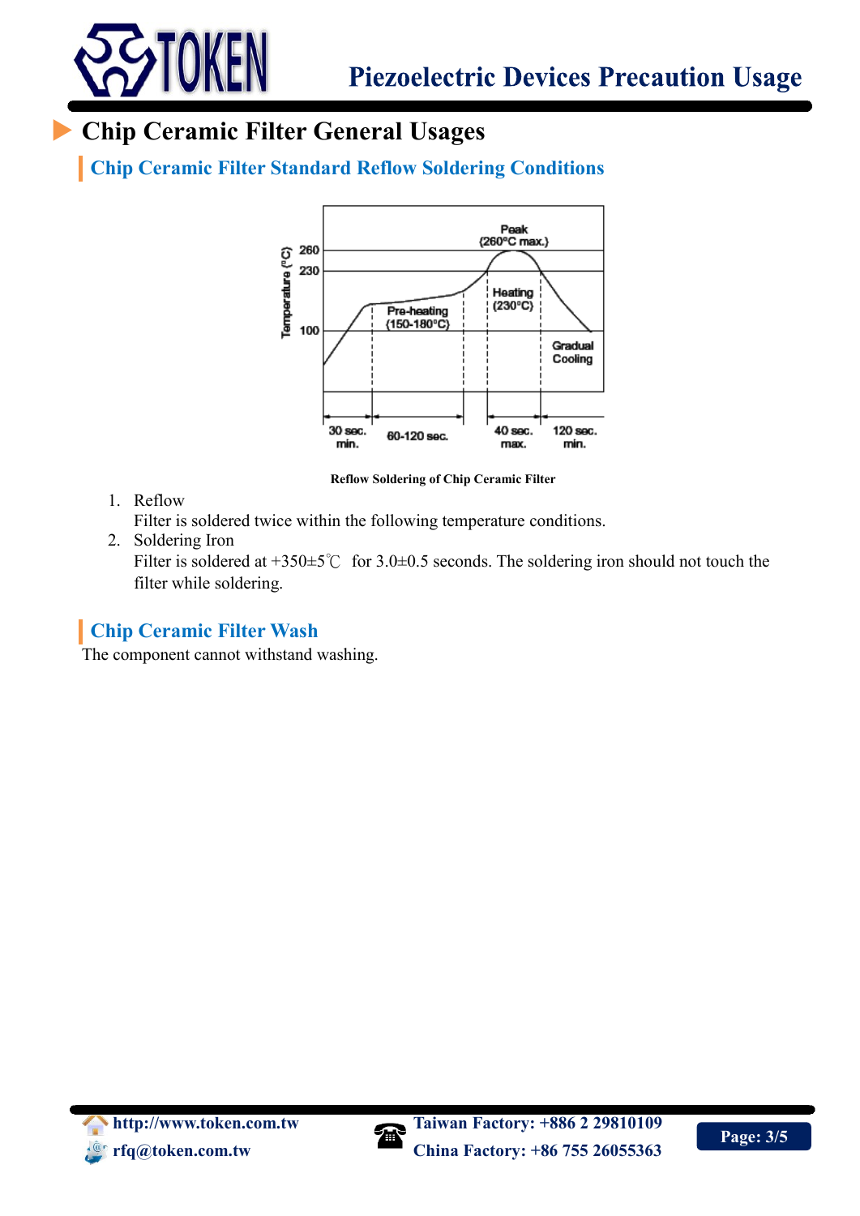# Chip Ceramic Filter General Usages

## Chip Ceramic Filter Standard Reflow Soldering Conditions

**Reflow Soldering of Chip Ceramic Filter**

1. Reflow

   Filter is soldered twice within the following temperature conditions.

2. Soldering Iron

   Filter is soldered at +350±5℃ for 3.0±0.5 seconds. The soldering iron should not touch the filter while soldering.

## Chip Ceramic Filter Wash

The component cannot withstand washing.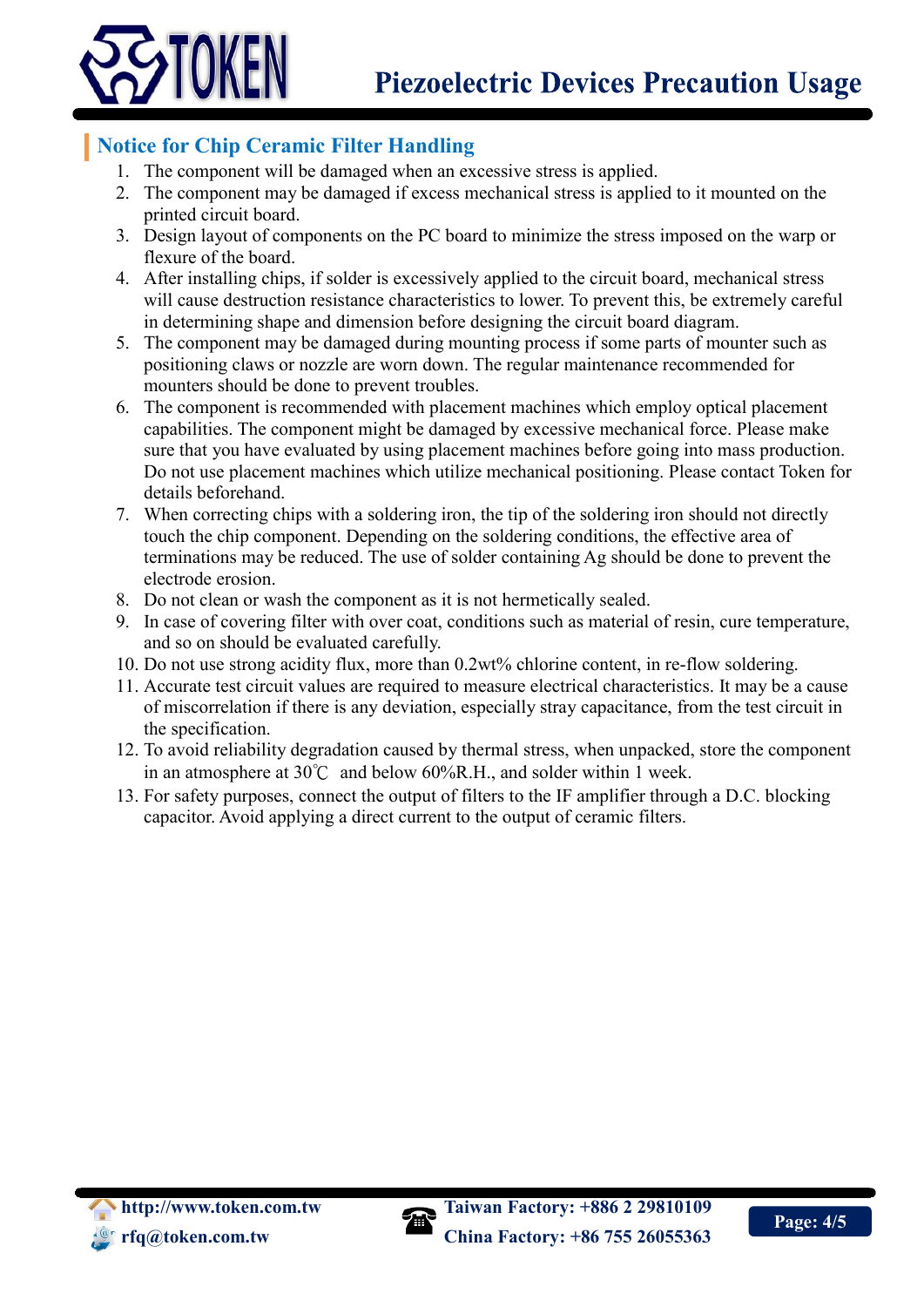## Notice for Chip Ceramic Filter Handling

1. The component will be damaged when an excessive stress is applied.
2. The component may be damaged if excess mechanical stress is applied to it mounted on the printed circuit board.
3. Design layout of components on the PC board to minimize the stress imposed on the warp or flexure of the board.
4. After installing chips, if solder is excessively applied to the circuit board, mechanical stress will cause destruction resistance characteristics to lower. To prevent this, be extremely careful in determining shape and dimension before designing the circuit board diagram.
5. The component may be damaged during mounting process if some parts of mounter such as positioning claws or nozzle are worn down. The regular maintenance recommended for mounters should be done to prevent troubles.
6. The component is recommended with placement machines which employ optical placement capabilities. The component might be damaged by excessive mechanical force. Please make sure that you have evaluated by using placement machines before going into mass production. Do not use placement machines which utilize mechanical positioning. Please contact Token for details beforehand.
7. When correcting chips with a soldering iron, the tip of the soldering iron should not directly touch the chip component. Depending on the soldering conditions, the effective area of terminations may be reduced. The use of solder containing Ag should be done to prevent the electrode erosion.
8. Do not clean or wash the component as it is not hermetically sealed.
9. In case of covering filter with over coat, conditions such as material of resin, cure temperature, and so on should be evaluated carefully.
10. Do not use strong acidity flux, more than 0.2wt% chlorine content, in re-flow soldering.
11. Accurate test circuit values are required to measure electrical characteristics. It may be a cause of miscorrelation if there is any deviation, especially stray capacitance, from the test circuit in the specification.
12. To avoid reliability degradation caused by thermal stress, when unpacked, store the component in an atmosphere at 30℃ and below 60%R.H., and solder within 1 week.
13. For safety purposes, connect the output of filters to the IF amplifier through a D.C. blocking capacitor. Avoid applying a direct current to the output of ceramic filters.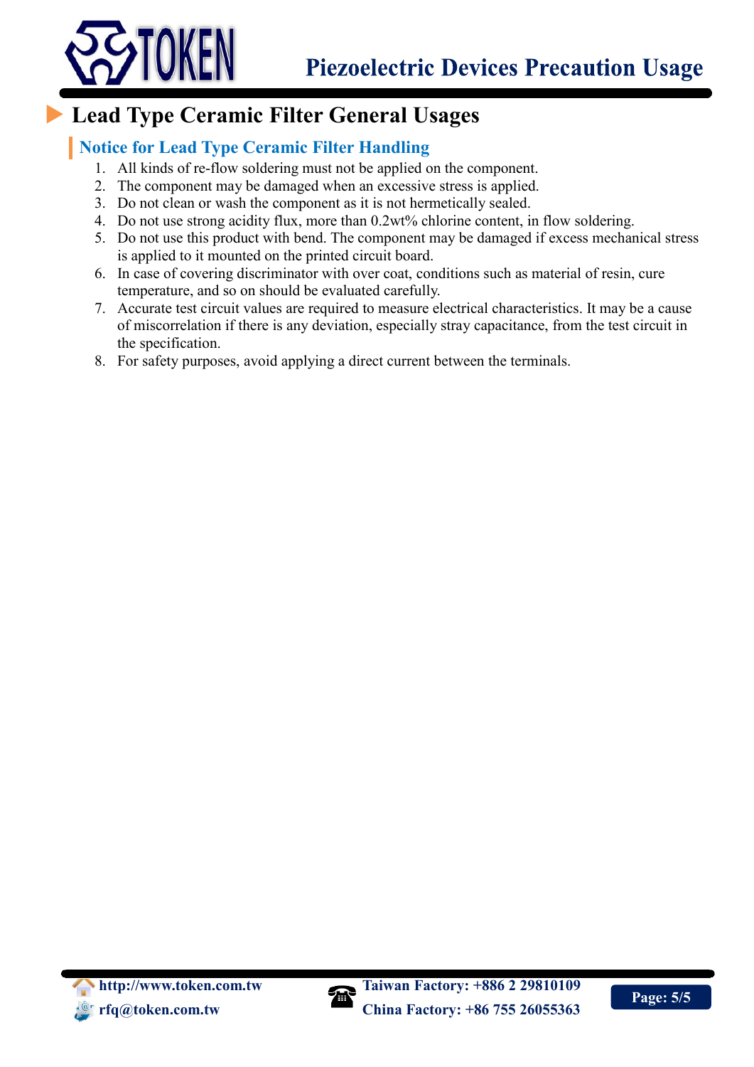## Lead Type Ceramic Filter General Usages

### Notice for Lead Type Ceramic Filter Handling

1. All kinds of re-flow soldering must not be applied on the component.
2. The component may be damaged when an excessive stress is applied.
3. Do not clean or wash the component as it is not hermetically sealed.
4. Do not use strong acidity flux, more than 0.2wt% chlorine content, in flow soldering.
5. Do not use this product with bend. The component may be damaged if excess mechanical stress is applied to it mounted on the printed circuit board.
6. In case of covering discriminator with over coat, conditions such as material of resin, cure temperature, and so on should be evaluated carefully.
7. Accurate test circuit values are required to measure electrical characteristics. It may be a cause of miscorrelation if there is any deviation, especially stray capacitance, from the test circuit in the specification.
8. For safety purposes, avoid applying a direct current between the terminals.